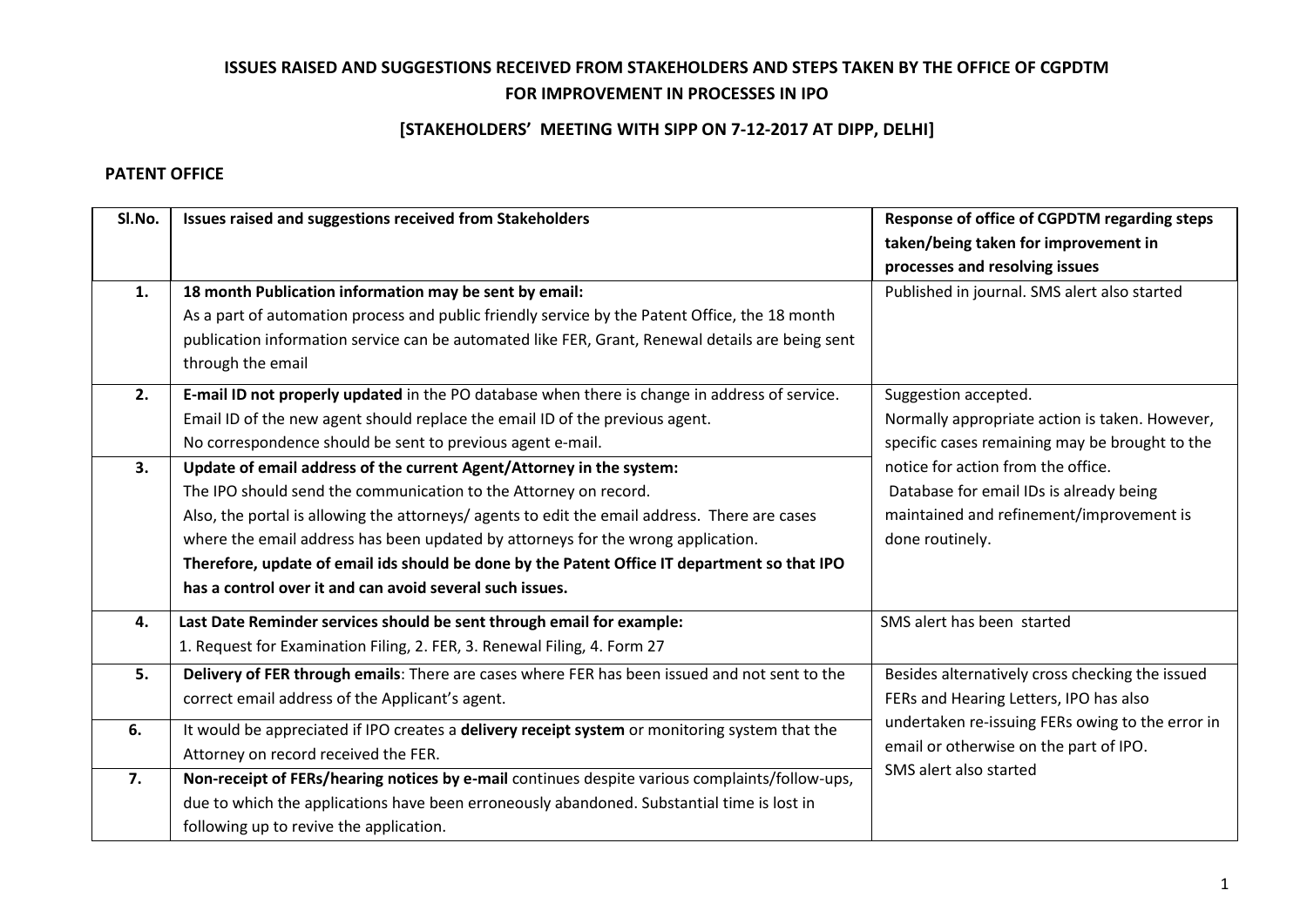# ISSUES RAISED AND SUGGESTIONS RECEIVED FROM STAKEHOLDERS AND STEPS TAKEN BY THE OFFICE OF CGPDTM FOR IMPROVEMENT IN PROCESSES IN IPO

## [STAKEHOLDERS' MEETING WITH SIPP ON 7-12-2017 AT DIPP, DELHI]

### PATENT OFFICE

| Sl.No. | Issues raised and suggestions received from Stakeholders | Response of office of CGPDTM regarding steps taken/being taken for improvement in processes and resolving issues |
|---|---|---|
| 1. | **18 month Publication information may be sent by email:** As a part of automation process and public friendly service by the Patent Office, the 18 month publication information service can be automated like FER, Grant, Renewal details are being sent through the email | Published in journal. SMS alert also started |
| 2. | **E-mail ID not properly updated** in the PO database when there is change in address of service. Email ID of the new agent should replace the email ID of the previous agent. No correspondence should be sent to previous agent e-mail. | Suggestion accepted. Normally appropriate action is taken. However, specific cases remaining may be brought to the notice for action from the office. Database for email IDs is already being maintained and refinement/improvement is done routinely. |
| 3. | **Update of email address of the current Agent/Attorney in the system:** The IPO should send the communication to the Attorney on record. Also, the portal is allowing the attorneys/ agents to edit the email address. There are cases where the email address has been updated by attorneys for the wrong application. **Therefore, update of email ids should be done by the Patent Office IT department so that IPO has a control over it and can avoid several such issues.** | |
| 4. | **Last Date Reminder services should be sent through email for example:** 1. Request for Examination Filing, 2. FER, 3. Renewal Filing, 4. Form 27 | SMS alert has been started |
| 5. | **Delivery of FER through emails**: There are cases where FER has been issued and not sent to the correct email address of the Applicant's agent. | Besides alternatively cross checking the issued FERs and Hearing Letters, IPO has also undertaken re-issuing FERs owing to the error in email or otherwise on the part of IPO. SMS alert also started |
| 6. | It would be appreciated if IPO creates a **delivery receipt system** or monitoring system that the Attorney on record received the FER. | |
| 7. | **Non-receipt of FERs/hearing notices by e-mail** continues despite various complaints/follow-ups, due to which the applications have been erroneously abandoned. Substantial time is lost in following up to revive the application. | |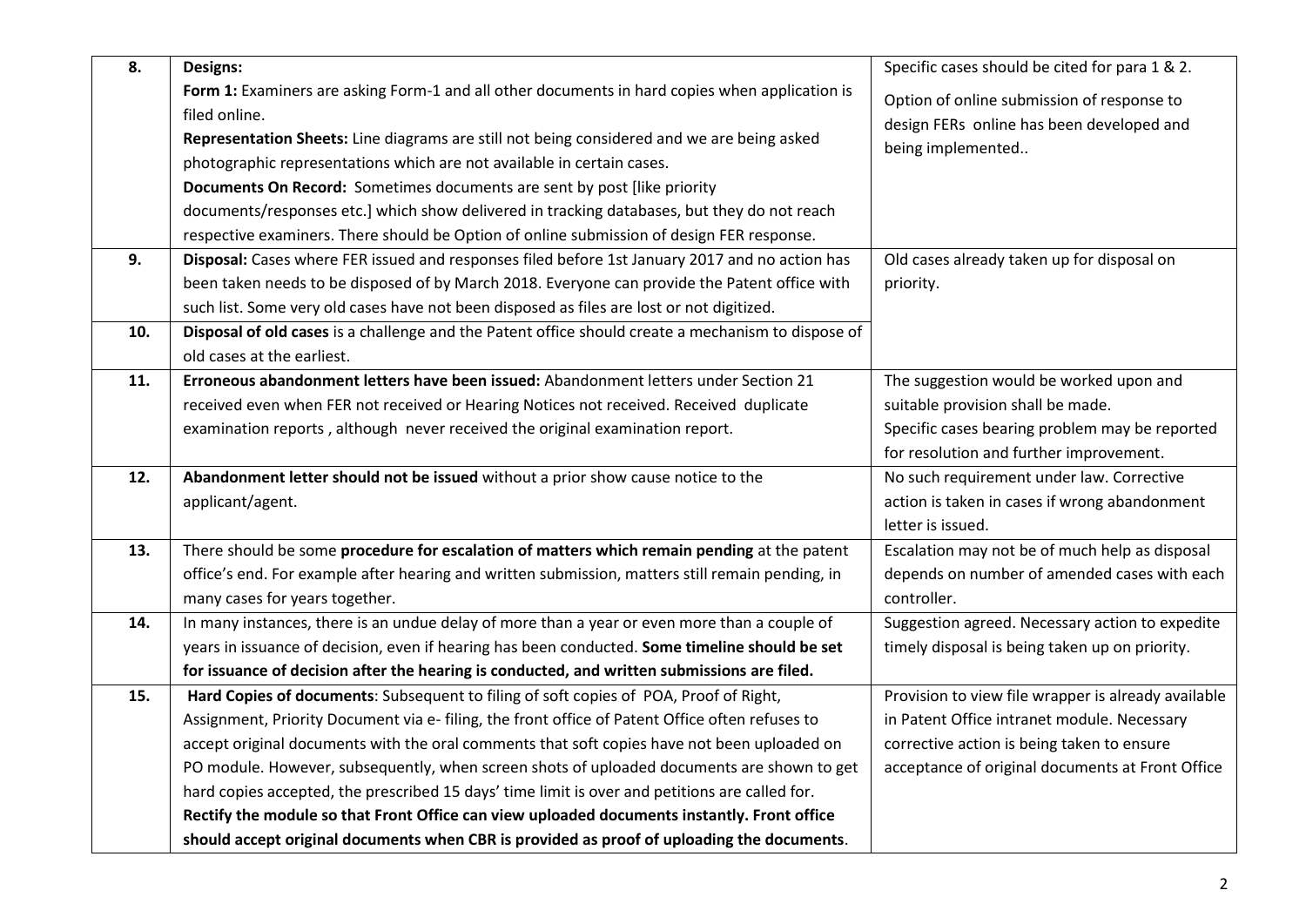| | | |
|---|---|---|
| **8.** | **Designs:**<br>**Form 1:** Examiners are asking Form-1 and all other documents in hard copies when application is filed online.<br>**Representation Sheets:** Line diagrams are still not being considered and we are being asked photographic representations which are not available in certain cases.<br>**Documents On Record:** Sometimes documents are sent by post [like priority documents/responses etc.] which show delivered in tracking databases, but they do not reach respective examiners. There should be Option of online submission of design FER response. | Specific cases should be cited for para 1 & 2.<br><br>Option of online submission of response to design FERs online has been developed and being implemented.. |
| **9.** | **Disposal:** Cases where FER issued and responses filed before 1st January 2017 and no action has been taken needs to be disposed of by March 2018. Everyone can provide the Patent office with such list. Some very old cases have not been disposed as files are lost or not digitized. | Old cases already taken up for disposal on priority. |
| **10.** | **Disposal of old cases** is a challenge and the Patent office should create a mechanism to dispose of old cases at the earliest. | |
| **11.** | **Erroneous abandonment letters have been issued:** Abandonment letters under Section 21 received even when FER not received or Hearing Notices not received. Received duplicate examination reports , although never received the original examination report. | The suggestion would be worked upon and suitable provision shall be made.<br>Specific cases bearing problem may be reported for resolution and further improvement. |
| **12.** | **Abandonment letter should not be issued** without a prior show cause notice to the applicant/agent. | No such requirement under law. Corrective action is taken in cases if wrong abandonment letter is issued. |
| **13.** | There should be some **procedure for escalation of matters which remain pending** at the patent office's end. For example after hearing and written submission, matters still remain pending, in many cases for years together. | Escalation may not be of much help as disposal depends on number of amended cases with each controller. |
| **14.** | In many instances, there is an undue delay of more than a year or even more than a couple of years in issuance of decision, even if hearing has been conducted. **Some timeline should be set for issuance of decision after the hearing is conducted, and written submissions are filed.** | Suggestion agreed. Necessary action to expedite timely disposal is being taken up on priority. |
| **15.** | **Hard Copies of documents**: Subsequent to filing of soft copies of POA, Proof of Right, Assignment, Priority Document via e- filing, the front office of Patent Office often refuses to accept original documents with the oral comments that soft copies have not been uploaded on PO module. However, subsequently, when screen shots of uploaded documents are shown to get hard copies accepted, the prescribed 15 days' time limit is over and petitions are called for.<br>**Rectify the module so that Front Office can view uploaded documents instantly. Front office should accept original documents when CBR is provided as proof of uploading the documents**. | Provision to view file wrapper is already available in Patent Office intranet module. Necessary corrective action is being taken to ensure acceptance of original documents at Front Office |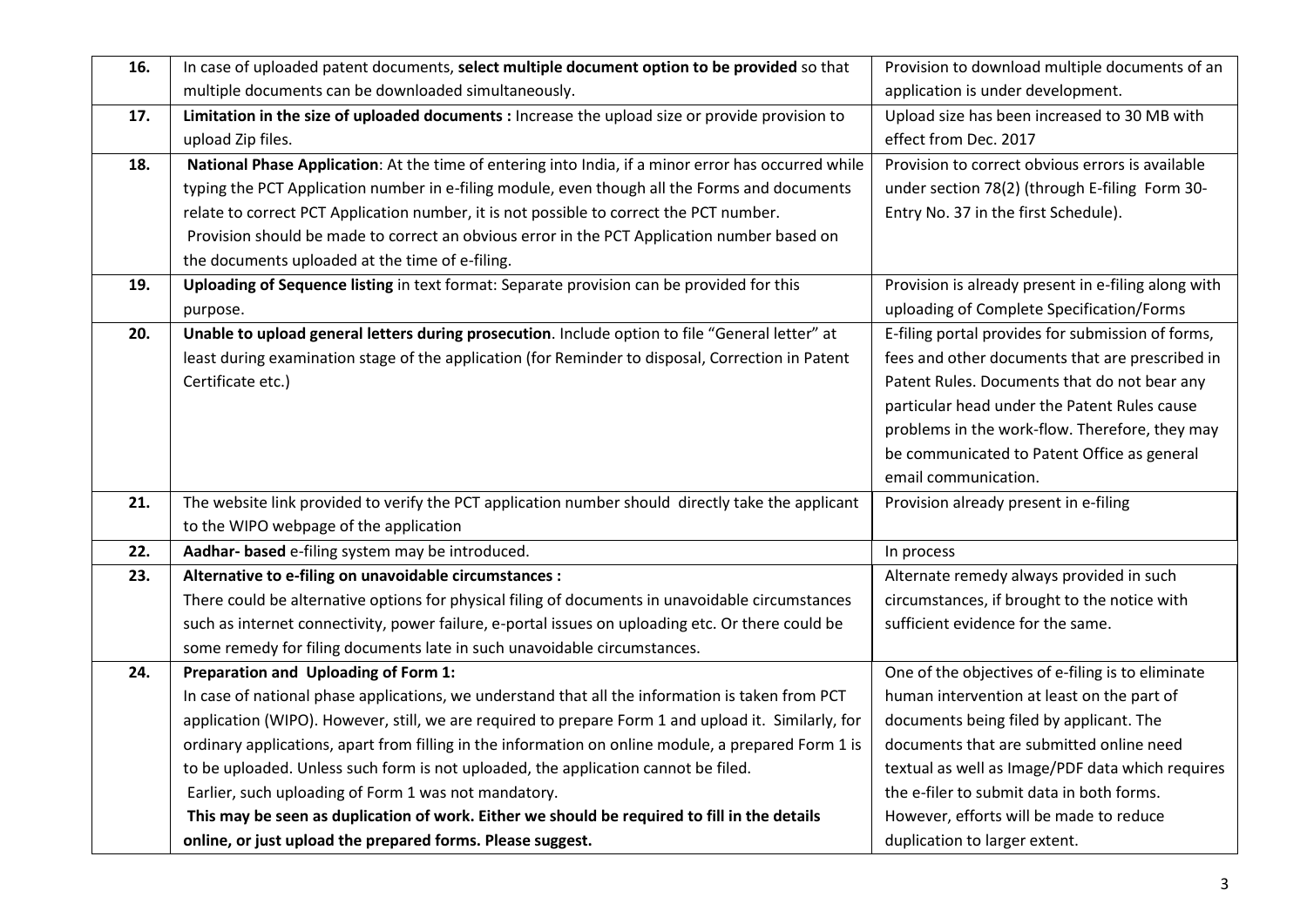| | | |
|---|---|---|
| **16.** | In case of uploaded patent documents, **select multiple document option to be provided** so that multiple documents can be downloaded simultaneously. | Provision to download multiple documents of an application is under development. |
| **17.** | **Limitation in the size of uploaded documents :** Increase the upload size or provide provision to upload Zip files. | Upload size has been increased to 30 MB with effect from Dec. 2017 |
| **18.** | **National Phase Application**: At the time of entering into India, if a minor error has occurred while typing the PCT Application number in e-filing module, even though all the Forms and documents relate to correct PCT Application number, it is not possible to correct the PCT number. Provision should be made to correct an obvious error in the PCT Application number based on the documents uploaded at the time of e-filing. | Provision to correct obvious errors is available under section 78(2) (through E-filing Form 30- Entry No. 37 in the first Schedule). |
| **19.** | **Uploading of Sequence listing** in text format: Separate provision can be provided for this purpose. | Provision is already present in e-filing along with uploading of Complete Specification/Forms |
| **20.** | **Unable to upload general letters during prosecution**. Include option to file "General letter" at least during examination stage of the application (for Reminder to disposal, Correction in Patent Certificate etc.) | E-filing portal provides for submission of forms, fees and other documents that are prescribed in Patent Rules. Documents that do not bear any particular head under the Patent Rules cause problems in the work-flow. Therefore, they may be communicated to Patent Office as general email communication. |
| **21.** | The website link provided to verify the PCT application number should directly take the applicant to the WIPO webpage of the application | Provision already present in e-filing |
| **22.** | **Aadhar- based** e-filing system may be introduced. | In process |
| **23.** | **Alternative to e-filing on unavoidable circumstances :** There could be alternative options for physical filing of documents in unavoidable circumstances such as internet connectivity, power failure, e-portal issues on uploading etc. Or there could be some remedy for filing documents late in such unavoidable circumstances. | Alternate remedy always provided in such circumstances, if brought to the notice with sufficient evidence for the same. |
| **24.** | **Preparation and Uploading of Form 1:** In case of national phase applications, we understand that all the information is taken from PCT application (WIPO). However, still, we are required to prepare Form 1 and upload it. Similarly, for ordinary applications, apart from filling in the information on online module, a prepared Form 1 is to be uploaded. Unless such form is not uploaded, the application cannot be filed. Earlier, such uploading of Form 1 was not mandatory. **This may be seen as duplication of work. Either we should be required to fill in the details online, or just upload the prepared forms. Please suggest.** | One of the objectives of e-filing is to eliminate human intervention at least on the part of documents being filed by applicant. The documents that are submitted online need textual as well as Image/PDF data which requires the e-filer to submit data in both forms. However, efforts will be made to reduce duplication to larger extent. |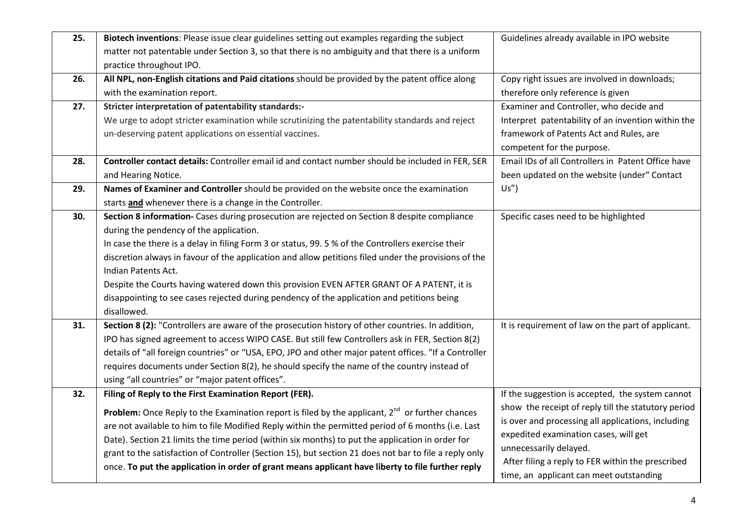| | | |
|---|---|---|
| **25.** | **Biotech inventions**: Please issue clear guidelines setting out examples regarding the subject matter not patentable under Section 3, so that there is no ambiguity and that there is a uniform practice throughout IPO. | Guidelines already available in IPO website |
| **26.** | **All NPL, non-English citations and Paid citations** should be provided by the patent office along with the examination report. | Copy right issues are involved in downloads; therefore only reference is given |
| **27.** | **Stricter interpretation of patentability standards:-**<br>We urge to adopt stricter examination while scrutinizing the patentability standards and reject un-deserving patent applications on essential vaccines. | Examiner and Controller, who decide and Interpret patentability of an invention within the framework of Patents Act and Rules, are competent for the purpose. |
| **28.** | **Controller contact details:** Controller email id and contact number should be included in FER, SER and Hearing Notice. | Email IDs of all Controllers in Patent Office have been updated on the website (under" Contact Us") |
| **29.** | **Names of Examiner and Controller** should be provided on the website once the examination starts **and** whenever there is a change in the Controller. | |
| **30.** | **Section 8 information-** Cases during prosecution are rejected on Section 8 despite compliance during the pendency of the application.<br>In case the there is a delay in filing Form 3 or status, 99. 5 % of the Controllers exercise their discretion always in favour of the application and allow petitions filed under the provisions of the Indian Patents Act.<br>Despite the Courts having watered down this provision EVEN AFTER GRANT OF A PATENT, it is disappointing to see cases rejected during pendency of the application and petitions being disallowed. | Specific cases need to be highlighted |
| **31.** | **Section 8 (2):** "Controllers are aware of the prosecution history of other countries. In addition, IPO has signed agreement to access WIPO CASE. But still few Controllers ask in FER, Section 8(2) details of "all foreign countries" or "USA, EPO, JPO and other major patent offices. "If a Controller requires documents under Section 8(2), he should specify the name of the country instead of using "all countries" or "major patent offices". | It is requirement of law on the part of applicant. |
| **32.** | **Filing of Reply to the First Examination Report (FER).**<br>**Problem:** Once Reply to the Examination report is filed by the applicant, 2nd or further chances are not available to him to file Modified Reply within the permitted period of 6 months (i.e. Last Date). Section 21 limits the time period (within six months) to put the application in order for grant to the satisfaction of Controller (Section 15), but section 21 does not bar to file a reply only once. **To put the application in order of grant means applicant have liberty to file further reply** | If the suggestion is accepted, the system cannot show the receipt of reply till the statutory period is over and processing all applications, including expedited examination cases, will get unnecessarily delayed.<br>After filing a reply to FER within the prescribed time, an applicant can meet outstanding |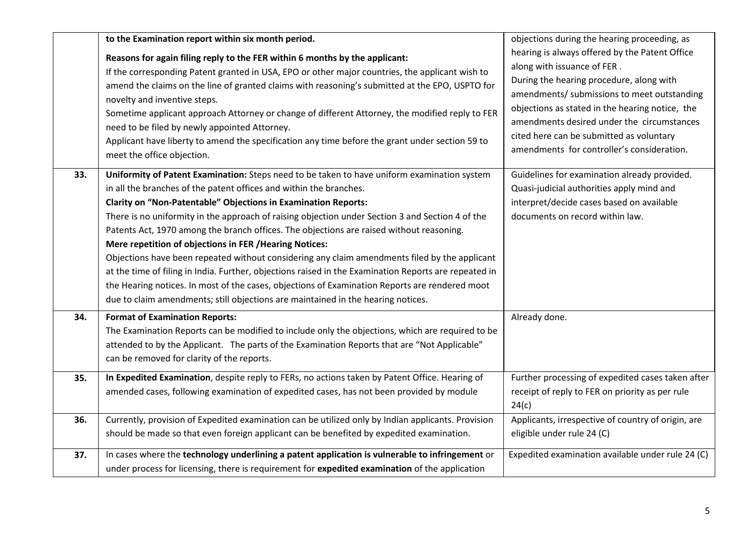| | | |
|---|---|---|
| | **to the Examination report within six month period.**<br><br>**Reasons for again filing reply to the FER within 6 months by the applicant:**<br>If the corresponding Patent granted in USA, EPO or other major countries, the applicant wish to amend the claims on the line of granted claims with reasoning's submitted at the EPO, USPTO for novelty and inventive steps.<br>Sometime applicant approach Attorney or change of different Attorney, the modified reply to FER need to be filed by newly appointed Attorney.<br>Applicant have liberty to amend the specification any time before the grant under section 59 to meet the office objection. | objections during the hearing proceeding, as hearing is always offered by the Patent Office along with issuance of FER .<br>During the hearing procedure, along with amendments/ submissions to meet outstanding objections as stated in the hearing notice, the amendments desired under the circumstances cited here can be submitted as voluntary amendments for controller's consideration. |
| **33.** | **Uniformity of Patent Examination:** Steps need to be taken to have uniform examination system in all the branches of the patent offices and within the branches.<br>**Clarity on "Non-Patentable" Objections in Examination Reports:**<br>There is no uniformity in the approach of raising objection under Section 3 and Section 4 of the Patents Act, 1970 among the branch offices. The objections are raised without reasoning.<br>**Mere repetition of objections in FER /Hearing Notices:**<br>Objections have been repeated without considering any claim amendments filed by the applicant at the time of filing in India. Further, objections raised in the Examination Reports are repeated in the Hearing notices. In most of the cases, objections of Examination Reports are rendered moot due to claim amendments; still objections are maintained in the hearing notices. | Guidelines for examination already provided. Quasi-judicial authorities apply mind and interpret/decide cases based on available documents on record within law. |
| **34.** | **Format of Examination Reports:**<br>The Examination Reports can be modified to include only the objections, which are required to be attended to by the Applicant. The parts of the Examination Reports that are "Not Applicable" can be removed for clarity of the reports. | Already done. |
| **35.** | **In Expedited Examination**, despite reply to FERs, no actions taken by Patent Office. Hearing of amended cases, following examination of expedited cases, has not been provided by module | Further processing of expedited cases taken after receipt of reply to FER on priority as per rule 24(c) |
| **36.** | Currently, provision of Expedited examination can be utilized only by Indian applicants. Provision should be made so that even foreign applicant can be benefited by expedited examination. | Applicants, irrespective of country of origin, are eligible under rule 24 (C) |
| **37.** | In cases where the **technology underlining a patent application is vulnerable to infringement** or under process for licensing, there is requirement for **expedited examination** of the application | Expedited examination available under rule 24 (C) |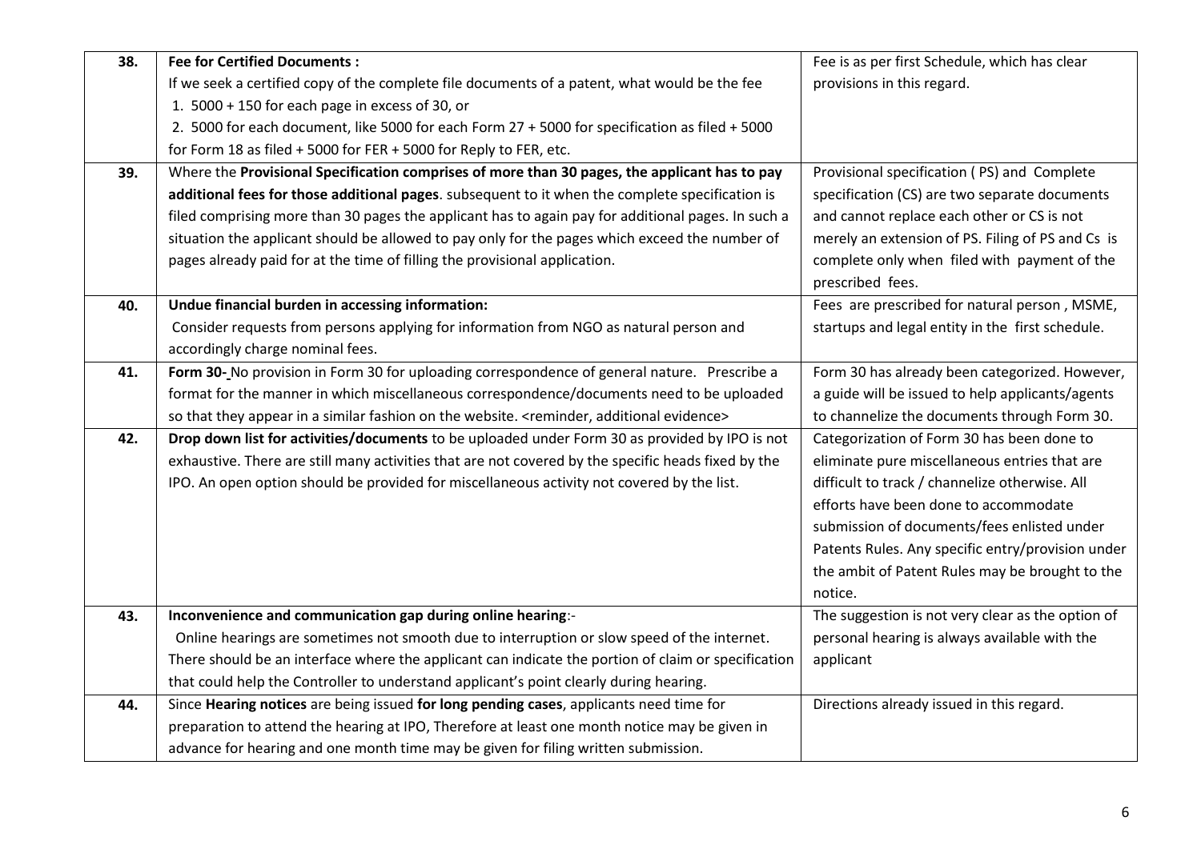| | | |
|---|---|---|
| **38.** | **Fee for Certified Documents :** If we seek a certified copy of the complete file documents of a patent, what would be the the fee<br>1. 5000 + 150 for each page in excess of 30, or<br>2. 5000 for each document, like 5000 for each Form 27 + 5000 for specification as filed + 5000 for Form 18 as filed + 5000 for FER + 5000 for Reply to FER, etc. | Fee is as per first Schedule, which has clear provisions in this regard. |
| **39.** | Where the **Provisional Specification comprises of more than 30 pages, the applicant has to pay additional fees for those additional pages**. subsequent to it when the complete specification is filed comprising more than 30 pages the applicant has to again pay for additional pages. In such a situation the applicant should be allowed to pay only for the pages which exceed the number of pages already paid for at the time of filling the provisional application. | Provisional specification ( PS) and Complete specification (CS) are two separate documents and cannot replace each other or CS is not merely an extension of PS. Filing of PS and Cs is complete only when filed with payment of the prescribed fees. |
| **40.** | **Undue financial burden in accessing information:** Consider requests from persons applying for information from NGO as natural person and accordingly charge nominal fees. | Fees are prescribed for natural person , MSME, startups and legal entity in the first schedule. |
| **41.** | **Form 30-** No provision in Form 30 for uploading correspondence of general nature. Prescribe a format for the manner in which miscellaneous correspondence/documents need to be uploaded so that they appear in a similar fashion on the website. <reminder, additional evidence> | Form 30 has already been categorized. However, a guide will be issued to help applicants/agents to channelize the documents through Form 30. |
| **42.** | **Drop down list for activities/documents** to be uploaded under Form 30 as provided by IPO is not exhaustive. There are still many activities that are not covered by the specific heads fixed by the IPO. An open option should be provided for miscellaneous activity not covered by the list. | Categorization of Form 30 has been done to eliminate pure miscellaneous entries that are difficult to track / channelize otherwise. All efforts have been done to accommodate submission of documents/fees enlisted under Patents Rules. Any specific entry/provision under the ambit of Patent Rules may be brought to the notice. |
| **43.** | **Inconvenience and communication gap during online hearing**:- Online hearings are sometimes not smooth due to interruption or slow speed of the internet. There should be an interface where the applicant can indicate the portion of claim or specification that could help the Controller to understand applicant's point clearly during hearing. | The suggestion is not very clear as the option of personal hearing is always available with the applicant |
| **44.** | Since **Hearing notices** are being issued **for long pending cases**, applicants need time for preparation to attend the hearing at IPO, Therefore at least one month notice may be given in advance for hearing and one month time may be given for filing written submission. | Directions already issued in this regard. |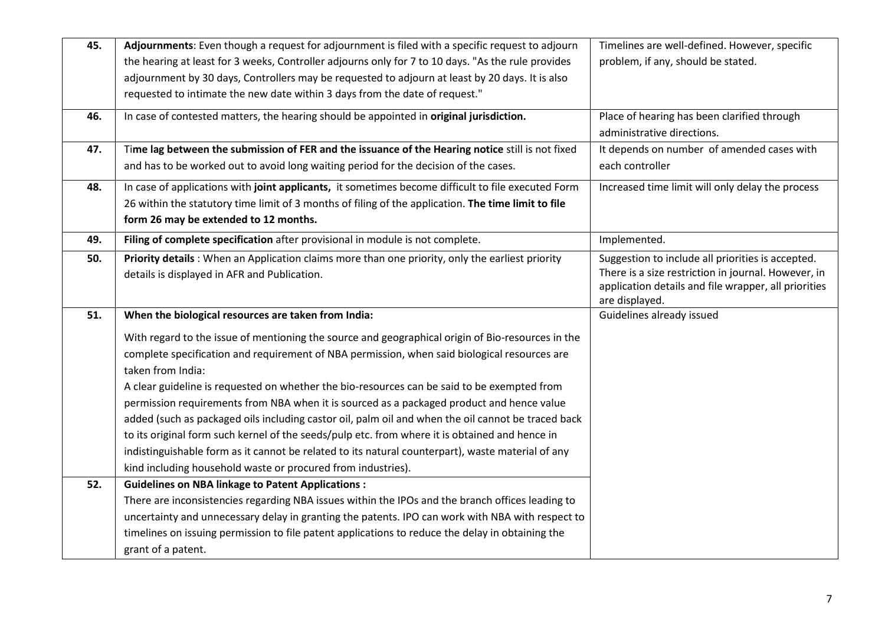| | | |
|---|---|---|
| 45. | **Adjournments**: Even though a request for adjournment is filed with a specific request to adjourn the hearing at least for 3 weeks, Controller adjourns only for 7 to 10 days. "As the rule provides adjournment by 30 days, Controllers may be requested to adjourn at least by 20 days. It is also requested to intimate the new date within 3 days from the date of request." | Timelines are well-defined. However, specific problem, if any, should be stated. |
| 46. | In case of contested matters, the hearing should be appointed in **original jurisdiction.** | Place of hearing has been clarified through administrative directions. |
| 47. | Ti**me lag between the submission of FER and the issuance of the Hearing notice** still is not fixed and has to be worked out to avoid long waiting period for the decision of the cases. | It depends on number of amended cases with each controller |
| 48. | In case of applications with **joint applicants,** it sometimes become difficult to file executed Form 26 within the statutory time limit of 3 months of filing of the application. **The time limit to file form 26 may be extended to 12 months.** | Increased time limit will only delay the process |
| 49. | **Filing of complete specification** after provisional in module is not complete. | Implemented. |
| 50. | **Priority details** : When an Application claims more than one priority, only the earliest priority details is displayed in AFR and Publication. | Suggestion to include all priorities is accepted. There is a size restriction in journal. However, in application details and file wrapper, all priorities are displayed. |
| 51. | **When the biological resources are taken from India:**<br><br>With regard to the issue of mentioning the source and geographical origin of Bio-resources in the complete specification and requirement of NBA permission, when said biological resources are taken from India:<br>A clear guideline is requested on whether the bio-resources can be said to be exempted from permission requirements from NBA when it is sourced as a packaged product and hence value added (such as packaged oils including castor oil, palm oil and when the oil cannot be traced back to its original form such kernel of the seeds/pulp etc. from where it is obtained and hence in indistinguishable form as it cannot be related to its natural counterpart), waste material of any kind including household waste or procured from industries). | Guidelines already issued |
| 52. | **Guidelines on NBA linkage to Patent Applications :**<br>There are inconsistencies regarding NBA issues within the IPOs and the branch offices leading to uncertainty and unnecessary delay in granting the patents. IPO can work with NBA with respect to timelines on issuing permission to file patent applications to reduce the delay in obtaining the grant of a patent. | |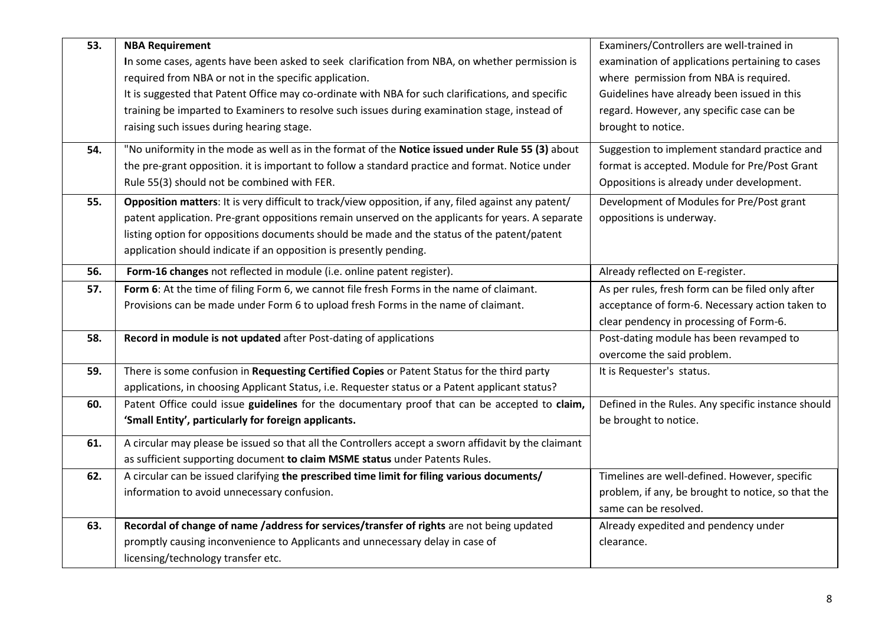| | | |
|---|---|---|
| **53.** | **NBA Requirement**<br>**I**n some cases, agents have been asked to seek clarification from NBA, on whether permission is required from NBA or not in the specific application.<br>It is suggested that Patent Office may co-ordinate with NBA for such clarifications, and specific training be imparted to Examiners to resolve such issues during examination stage, instead of raising such issues during hearing stage. | Examiners/Controllers are well-trained in examination of applications pertaining to cases where permission from NBA is required. Guidelines have already been issued in this regard. However, any specific case can be brought to notice. |
| **54.** | "No uniformity in the mode as well as in the format of the **Notice issued under Rule 55 (3)** about the pre-grant opposition. it is important to follow a standard practice and format. Notice under Rule 55(3) should not be combined with FER. | Suggestion to implement standard practice and format is accepted. Module for Pre/Post Grant Oppositions is already under development. |
| **55.** | **Opposition matters**: It is very difficult to track/view opposition, if any, filed against any patent/ patent application. Pre-grant oppositions remain unserved on the applicants for years. A separate listing option for oppositions documents should be made and the status of the patent/patent application should indicate if an opposition is presently pending. | Development of Modules for Pre/Post grant oppositions is underway. |
| **56.** | **Form-16 changes** not reflected in module (i.e. online patent register). | Already reflected on E-register. |
| **57.** | **Form 6**: At the time of filing Form 6, we cannot file fresh Forms in the name of claimant. Provisions can be made under Form 6 to upload fresh Forms in the name of claimant. | As per rules, fresh form can be filed only after acceptance of form-6. Necessary action taken to clear pendency in processing of Form-6. |
| **58.** | **Record in module is not updated** after Post-dating of applications | Post-dating module has been revamped to overcome the said problem. |
| **59.** | There is some confusion in **Requesting Certified Copies** or Patent Status for the third party applications, in choosing Applicant Status, i.e. Requester status or a Patent applicant status? | It is Requester's status. |
| **60.** | Patent Office could issue **guidelines** for the documentary proof that can be accepted to **claim, 'Small Entity', particularly for foreign applicants.** | Defined in the Rules. Any specific instance should be brought to notice. |
| **61.** | A circular may please be issued so that all the Controllers accept a sworn affidavit by the claimant as sufficient supporting document **to claim MSME status** under Patents Rules. | |
| **62.** | A circular can be issued clarifying **the prescribed time limit for filing various documents/** information to avoid unnecessary confusion. | Timelines are well-defined. However, specific problem, if any, be brought to notice, so that the same can be resolved. |
| **63.** | **Recordal of change of name /address for services/transfer of rights** are not being updated promptly causing inconvenience to Applicants and unnecessary delay in case of licensing/technology transfer etc. | Already expedited and pendency under clearance. |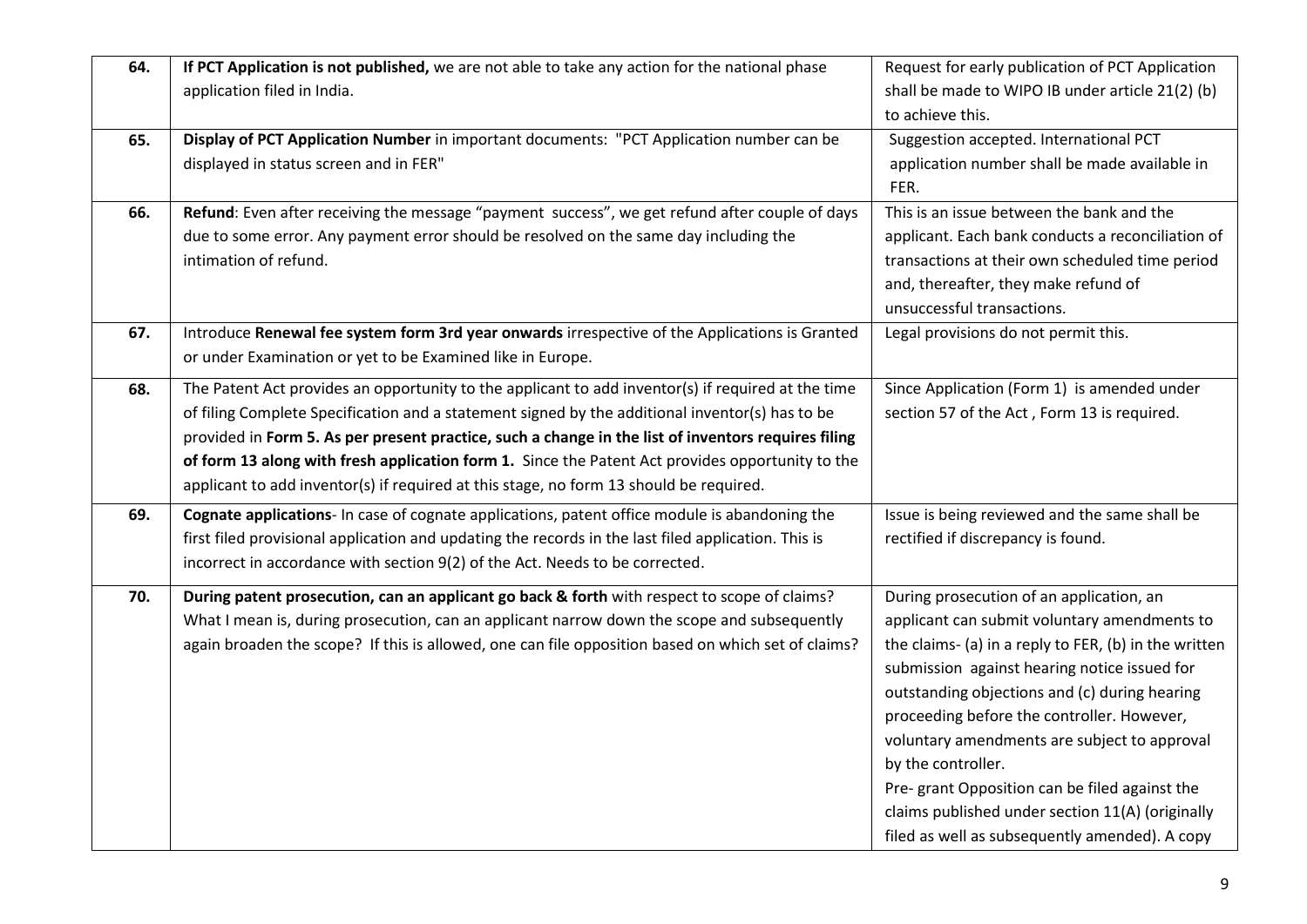| | | |
|---|---|---|
| 64. | **If PCT Application is not published,** we are not able to take any action for the national phase application filed in India. | Request for early publication of PCT Application shall be made to WIPO IB under article 21(2) (b) to achieve this. |
| 65. | **Display of PCT Application Number** in important documents: "PCT Application number can be displayed in status screen and in FER" | Suggestion accepted. International PCT application number shall be made available in FER. |
| 66. | **Refund**: Even after receiving the message "payment success", we get refund after couple of days due to some error. Any payment error should be resolved on the same day including the intimation of refund. | This is an issue between the bank and the applicant. Each bank conducts a reconciliation of transactions at their own scheduled time period and, thereafter, they make refund of unsuccessful transactions. |
| 67. | Introduce **Renewal fee system form 3rd year onwards** irrespective of the Applications is Granted or under Examination or yet to be Examined like in Europe. | Legal provisions do not permit this. |
| 68. | The Patent Act provides an opportunity to the applicant to add inventor(s) if required at the time of filing Complete Specification and a statement signed by the additional inventor(s) has to be provided in **Form 5. As per present practice, such a change in the list of inventors requires filing of form 13 along with fresh application form 1.** Since the Patent Act provides opportunity to the applicant to add inventor(s) if required at this stage, no form 13 should be required. | Since Application (Form 1) is amended under section 57 of the Act , Form 13 is required. |
| 69. | **Cognate applications**- In case of cognate applications, patent office module is abandoning the first filed provisional application and updating the records in the last filed application. This is incorrect in accordance with section 9(2) of the Act. Needs to be corrected. | Issue is being reviewed and the same shall be rectified if discrepancy is found. |
| 70. | **During patent prosecution, can an applicant go back & forth** with respect to scope of claims? What I mean is, during prosecution, can an applicant narrow down the scope and subsequently again broaden the scope? If this is allowed, one can file opposition based on which set of claims? | During prosecution of an application, an applicant can submit voluntary amendments to the claims- (a) in a reply to FER, (b) in the written submission against hearing notice issued for outstanding objections and (c) during hearing proceeding before the controller. However, voluntary amendments are subject to approval by the controller.<br>Pre- grant Opposition can be filed against the claims published under section 11(A) (originally filed as well as subsequently amended). A copy |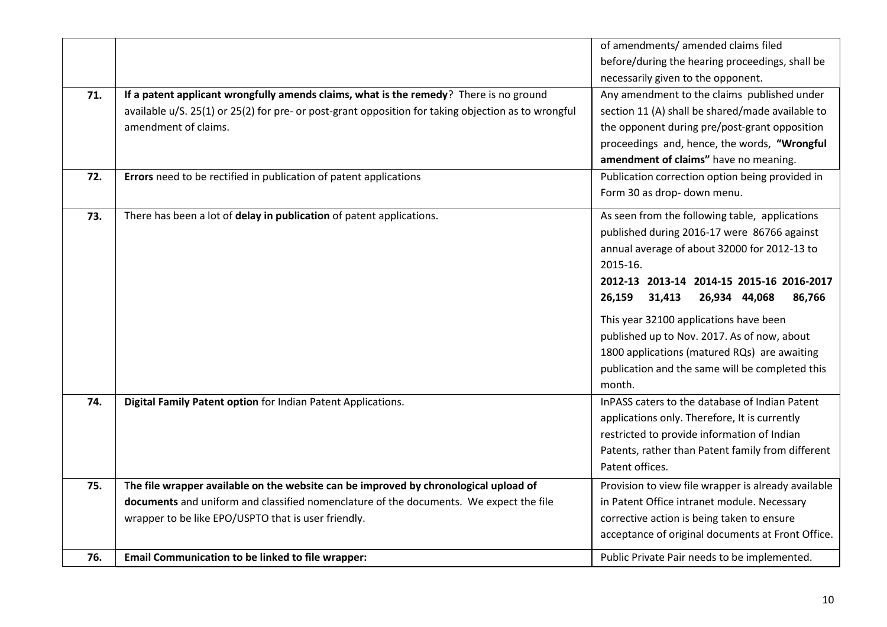| | | |
|---|---|---|
| | | of amendments/ amended claims filed before/during the hearing proceedings, shall be necessarily given to the opponent. |
| **71.** | **If a patent applicant wrongfully amends claims, what is the remedy**? There is no ground available u/S. 25(1) or 25(2) for pre- or post-grant opposition for taking objection as to wrongful amendment of claims. | Any amendment to the claims published under section 11 (A) shall be shared/made available to the opponent during pre/post-grant opposition proceedings and, hence, the words, **"Wrongful amendment of claims"** have no meaning. |
| **72.** | **Errors** need to be rectified in publication of patent applications | Publication correction option being provided in Form 30 as drop- down menu. |
| **73.** | There has been a lot of **delay in publication** of patent applications. | As seen from the following table, applications published during 2016-17 were 86766 against annual average of about 32000 for 2012-13 to 2015-16.<br>**2012-13 2013-14 2014-15 2015-16 2016-2017**<br>**26,159 31,413 26,934 44,068 86,766**<br>This year 32100 applications have been published up to Nov. 2017. As of now, about 1800 applications (matured RQs) are awaiting publication and the same will be completed this month. |
| **74.** | **Digital Family Patent option** for Indian Patent Applications. | InPASS caters to the database of Indian Patent applications only. Therefore, It is currently restricted to provide information of Indian Patents, rather than Patent family from different Patent offices. |
| **75.** | T**he file wrapper available on the website can be improved by chronological upload of documents** and uniform and classified nomenclature of the documents. We expect the file wrapper to be like EPO/USPTO that is user friendly. | Provision to view file wrapper is already available in Patent Office intranet module. Necessary corrective action is being taken to ensure acceptance of original documents at Front Office. |
| **76.** | **Email Communication to be linked to file wrapper:** | Public Private Pair needs to be implemented. |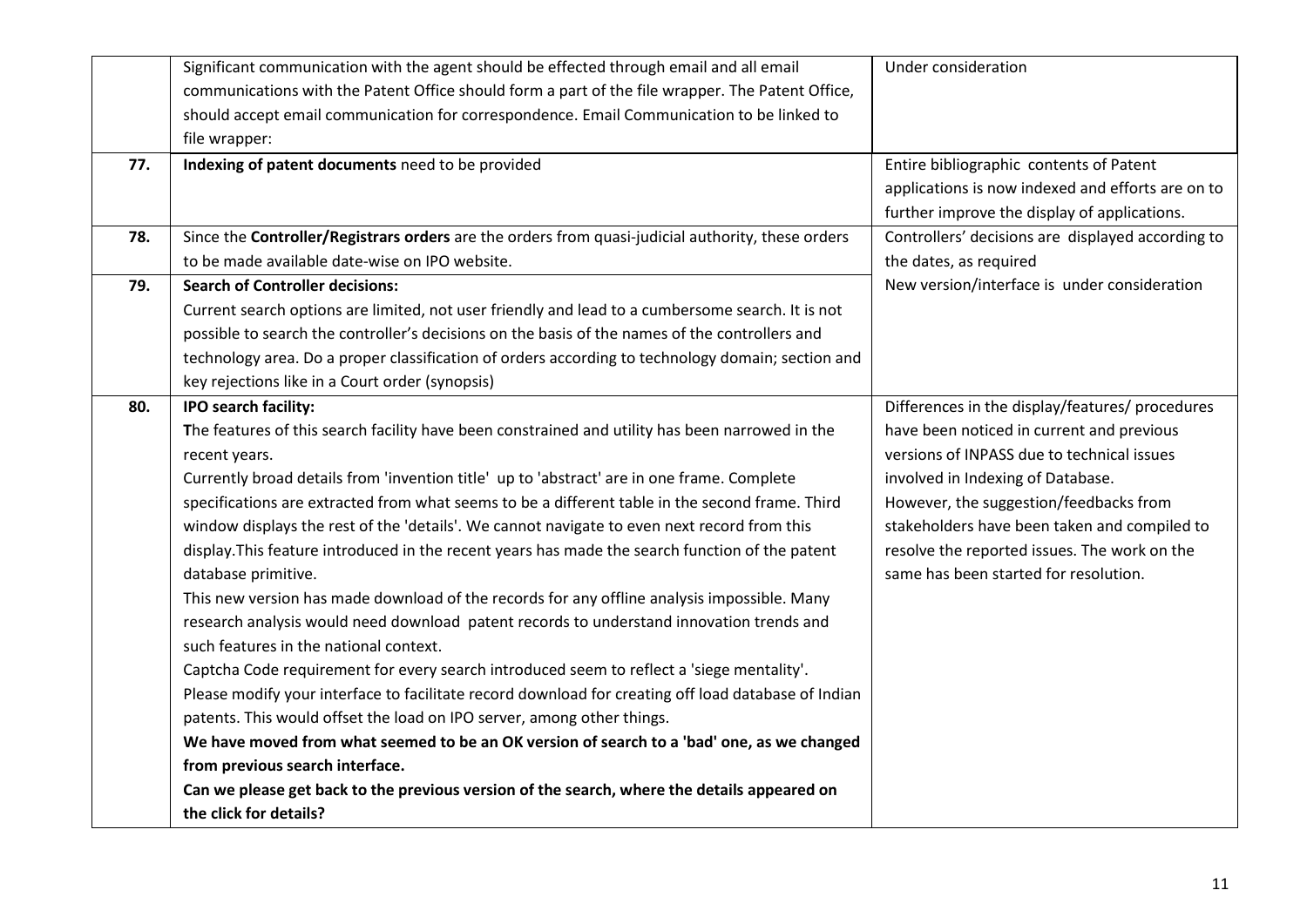| | | |
|---|---|---|
| | Significant communication with the agent should be effected through email and all email communications with the Patent Office should form a part of the file wrapper. The Patent Office, should accept email communication for correspondence. Email Communication to be linked to file wrapper: | Under consideration |
| **77.** | **Indexing of patent documents** need to be provided | Entire bibliographic contents of Patent applications is now indexed and efforts are on to further improve the display of applications. |
| **78.** | Since the **Controller/Registrars orders** are the orders from quasi-judicial authority, these orders to be made available date-wise on IPO website. | Controllers' decisions are displayed according to the dates, as required |
| **79.** | **Search of Controller decisions:**<br>Current search options are limited, not user friendly and lead to a cumbersome search. It is not possible to search the controller's decisions on the basis of the names of the controllers and technology area. Do a proper classification of orders according to technology domain; section and key rejections like in a Court order (synopsis) | New version/interface is under consideration |
| **80.** | **IPO search facility:**<br>**T**he features of this search facility have been constrained and utility has been narrowed in the recent years.<br>Currently broad details from 'invention title' up to 'abstract' are in one frame. Complete specifications are extracted from what seems to be a different table in the second frame. Third window displays the rest of the 'details'. We cannot navigate to even next record from this display.This feature introduced in the recent years has made the search function of the patent database primitive.<br>This new version has made download of the records for any offline analysis impossible. Many research analysis would need download patent records to understand innovation trends and such features in the national context.<br>Captcha Code requirement for every search introduced seem to reflect a 'siege mentality'.<br>Please modify your interface to facilitate record download for creating off load database of Indian patents. This would offset the load on IPO server, among other things.<br>**We have moved from what seemed to be an OK version of search to a 'bad' one, as we changed from previous search interface.**<br>**Can we please get back to the previous version of the search, where the details appeared on the click for details?** | Differences in the display/features/ procedures have been noticed in current and previous versions of INPASS due to technical issues involved in Indexing of Database.<br>However, the suggestion/feedbacks from stakeholders have been taken and compiled to resolve the reported issues. The work on the same has been started for resolution. |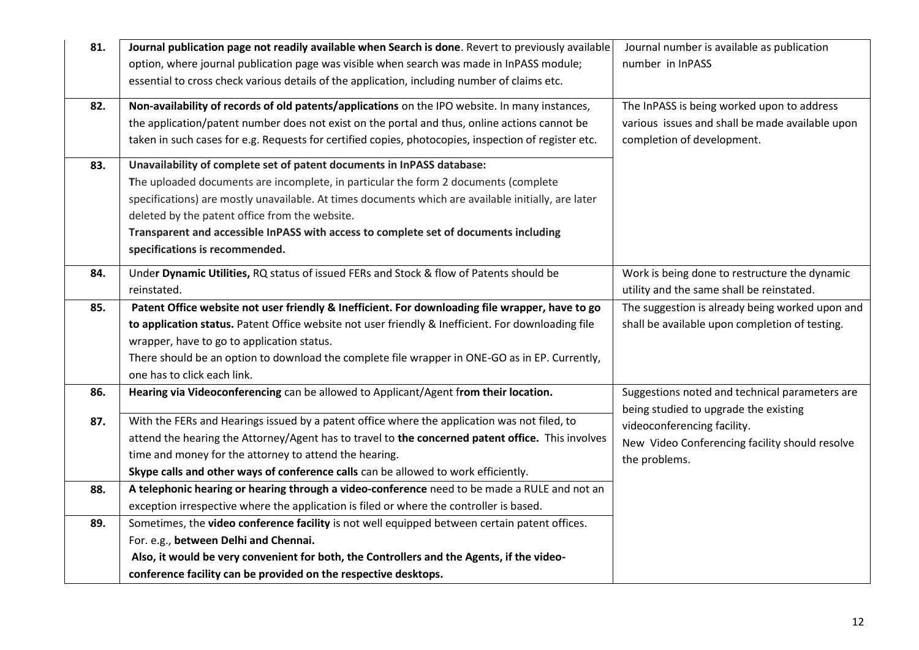| | | |
|---|---|---|
| **81.** | **Journal publication page not readily available when Search is done**. Revert to previously available option, where journal publication page was visible when search was made in InPASS module; essential to cross check various details of the application, including number of claims etc. | Journal number is available as publication number in InPASS |
| **82.** | **Non-availability of records of old patents/applications** on the IPO website. In many instances, the application/patent number does not exist on the portal and thus, online actions cannot be taken in such cases for e.g. Requests for certified copies, photocopies, inspection of register etc. | The InPASS is being worked upon to address various issues and shall be made available upon completion of development. |
| **83.** | **Unavailability of complete set of patent documents in InPASS database:** **T**he uploaded documents are incomplete, in particular the form 2 documents (complete specifications) are mostly unavailable. At times documents which are available initially, are later deleted by the patent office from the website. **Transparent and accessible InPASS with access to complete set of documents including specifications is recommended.** | |
| **84.** | Unde**r Dynamic Utilities,** RQ status of issued FERs and Stock & flow of Patents should be reinstated. | Work is being done to restructure the dynamic utility and the same shall be reinstated. |
| **85.** | **Patent Office website not user friendly & Inefficient. For downloading file wrapper, have to go to application status.** Patent Office website not user friendly & Inefficient. For downloading file wrapper, have to go to application status. There should be an option to download the complete file wrapper in ONE-GO as in EP. Currently, one has to click each link. | The suggestion is already being worked upon and shall be available upon completion of testing. |
| **86.** | **Hearing via Videoconferencing** can be allowed to Applicant/Agent f**rom their location.** | Suggestions noted and technical parameters are being studied to upgrade the existing videoconferencing facility. New Video Conferencing facility should resolve the problems. |
| **87.** | With the FERs and Hearings issued by a patent office where the application was not filed, to attend the hearing the Attorney/Agent has to travel to **the concerned patent office.** This involves time and money for the attorney to attend the hearing. **Skype calls and other ways of conference calls** can be allowed to work efficiently. | |
| **88.** | **A telephonic hearing or hearing through a video-conference** need to be made a RULE and not an exception irrespective where the application is filed or where the controller is based. | |
| **89.** | Sometimes, the **video conference facility** is not well equipped between certain patent offices. For. e.g., **between Delhi and Chennai.** **Also, it would be very convenient for both, the Controllers and the Agents, if the video-conference facility can be provided on the respective desktops.** | |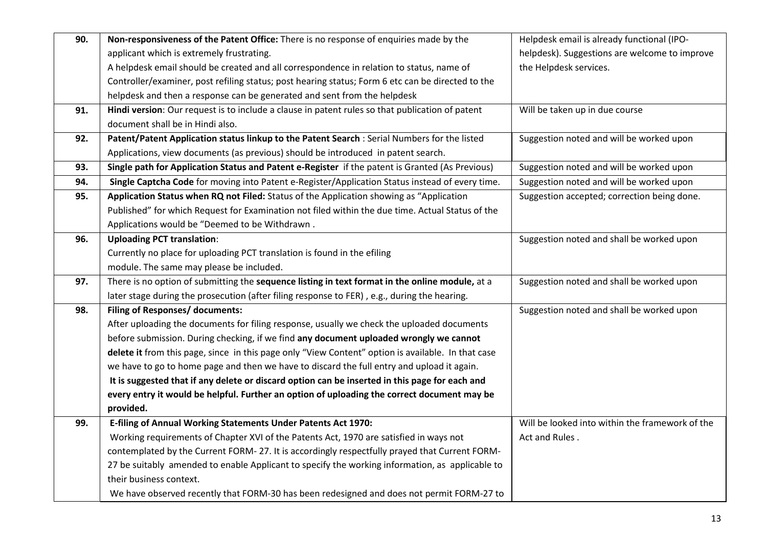| | | |
|---|---|---|
| **90.** | **Non-responsiveness of the Patent Office:** There is no response of enquiries made by the applicant which is extremely frustrating.<br>A helpdesk email should be created and all correspondence in relation to status, name of Controller/examiner, post refiling status; post hearing status; Form 6 etc can be directed to the helpdesk and then a response can be generated and sent from the helpdesk | Helpdesk email is already functional (IPO-helpdesk). Suggestions are welcome to improve the Helpdesk services. |
| **91.** | **Hindi version**: Our request is to include a clause in patent rules so that publication of patent document shall be in Hindi also. | Will be taken up in due course |
| **92.** | **Patent/Patent Application status linkup to the Patent Search** : Serial Numbers for the listed Applications, view documents (as previous) should be introduced in patent search. | Suggestion noted and will be worked upon |
| **93.** | **Single path for Application Status and Patent e-Register** if the patent is Granted (As Previous) | Suggestion noted and will be worked upon |
| **94.** | **Single Captcha Code** for moving into Patent e-Register/Application Status instead of every time. | Suggestion noted and will be worked upon |
| **95.** | **Application Status when RQ not Filed:** Status of the Application showing as "Application Published" for which Request for Examination not filed within the due time. Actual Status of the Applications would be "Deemed to be Withdrawn . | Suggestion accepted; correction being done. |
| **96.** | **Uploading PCT translation**:<br>Currently no place for uploading PCT translation is found in the efiling module. The same may please be included. | Suggestion noted and shall be worked upon |
| **97.** | There is no option of submitting the **sequence listing in text format in the online module,** at a later stage during the prosecution (after filing response to FER) , e.g., during the hearing. | Suggestion noted and shall be worked upon |
| **98.** | **Filing of Responses/ documents:**<br>After uploading the documents for filing response, usually we check the uploaded documents before submission. During checking, if we find **any document uploaded wrongly we cannot delete it** from this page, since in this page only "View Content" option is available. In that case we have to go to home page and then we have to discard the full entry and upload it again.<br>**It is suggested that if any delete or discard option can be inserted in this page for each and every entry it would be helpful. Further an option of uploading the correct document may be provided.** | Suggestion noted and shall be worked upon |
| **99.** | **E-filing of Annual Working Statements Under Patents Act 1970:**<br>Working requirements of Chapter XVI of the Patents Act, 1970 are satisfied in ways not contemplated by the Current FORM- 27. It is accordingly respectfully prayed that Current FORM-27 be suitably amended to enable Applicant to specify the working information, as applicable to their business context.<br>We have observed recently that FORM-30 has been redesigned and does not permit FORM-27 to | Will be looked into within the framework of the Act and Rules . |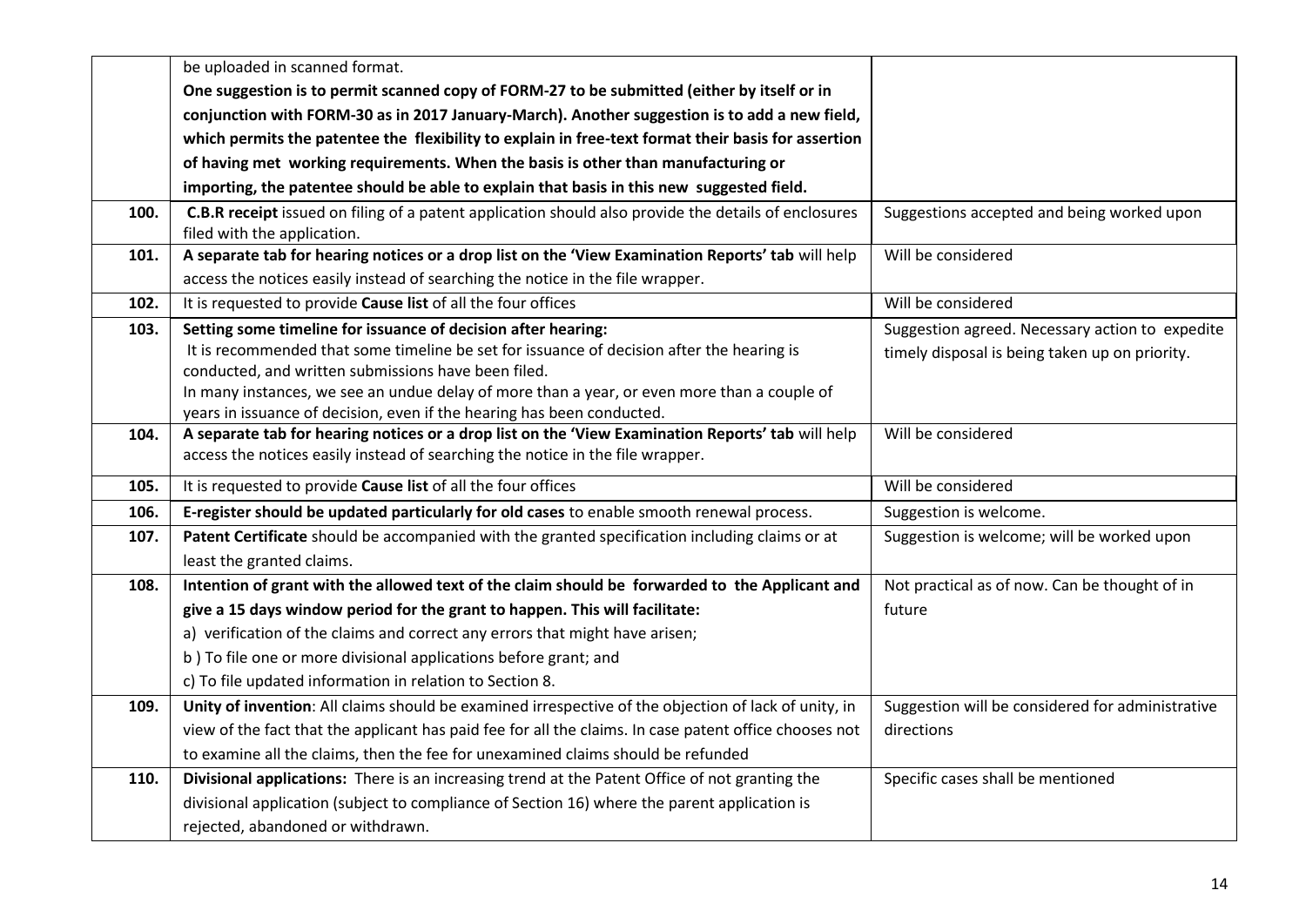| | | |
|---|---|---|
| | be uploaded in scanned format. **One suggestion is to permit scanned copy of FORM-27 to be submitted (either by itself or in conjunction with FORM-30 as in 2017 January-March). Another suggestion is to add a new field, which permits the patentee the flexibility to explain in free-text format their basis for assertion of having met working requirements. When the basis is other than manufacturing or importing, the patentee should be able to explain that basis in this new suggested field.** | |
| **100.** | **C.B.R receipt** issued on filing of a patent application should also provide the details of enclosures filed with the application. | Suggestions accepted and being worked upon |
| **101.** | **A separate tab for hearing notices or a drop list on the 'View Examination Reports' tab** will help access the notices easily instead of searching the notice in the file wrapper. | Will be considered |
| **102.** | It is requested to provide **Cause list** of all the four offices | Will be considered |
| **103.** | **Setting some timeline for issuance of decision after hearing:** It is recommended that some timeline be set for issuance of decision after the hearing is conducted, and written submissions have been filed. In many instances, we see an undue delay of more than a year, or even more than a couple of years in issuance of decision, even if the hearing has been conducted. | Suggestion agreed. Necessary action to expedite timely disposal is being taken up on priority. |
| **104.** | **A separate tab for hearing notices or a drop list on the 'View Examination Reports' tab** will help access the notices easily instead of searching the notice in the file wrapper. | Will be considered |
| **105.** | It is requested to provide **Cause list** of all the four offices | Will be considered |
| **106.** | **E-register should be updated particularly for old cases** to enable smooth renewal process. | Suggestion is welcome. |
| **107.** | **Patent Certificate** should be accompanied with the granted specification including claims or at least the granted claims. | Suggestion is welcome; will be worked upon |
| **108.** | **Intention of grant with the allowed text of the claim should be forwarded to the Applicant and give a 15 days window period for the grant to happen. This will facilitate:** a) verification of the claims and correct any errors that might have arisen; b ) To file one or more divisional applications before grant; and c) To file updated information in relation to Section 8. | Not practical as of now. Can be thought of in future |
| **109.** | **Unity of invention**: All claims should be examined irrespective of the objection of lack of unity, in view of the fact that the applicant has paid fee for all the claims. In case patent office chooses not to examine all the claims, then the fee for unexamined claims should be refunded | Suggestion will be considered for administrative directions |
| **110.** | **Divisional applications:** There is an increasing trend at the Patent Office of not granting the divisional application (subject to compliance of Section 16) where the parent application is rejected, abandoned or withdrawn. | Specific cases shall be mentioned |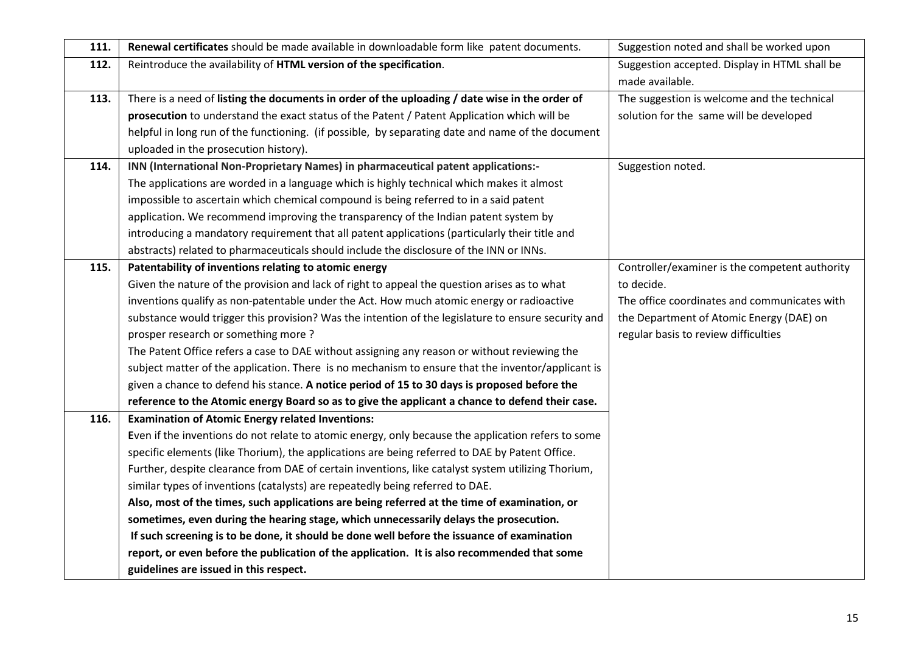| | | |
|---|---|---|
| **111.** | **Renewal certificates** should be made available in downloadable form like patent documents. | Suggestion noted and shall be worked upon |
| **112.** | Reintroduce the availability of **HTML version of the specification**. | Suggestion accepted. Display in HTML shall be made available. |
| **113.** | There is a need of **listing the documents in order of the uploading / date wise in the order of prosecution** to understand the exact status of the Patent / Patent Application which will be helpful in long run of the functioning. (if possible, by separating date and name of the document uploaded in the prosecution history). | The suggestion is welcome and the technical solution for the same will be developed |
| **114.** | **INN (International Non-Proprietary Names) in pharmaceutical patent applications:-**<br>The applications are worded in a language which is highly technical which makes it almost impossible to ascertain which chemical compound is being referred to in a said patent application. We recommend improving the transparency of the Indian patent system by introducing a mandatory requirement that all patent applications (particularly their title and abstracts) related to pharmaceuticals should include the disclosure of the INN or INNs. | Suggestion noted. |
| **115.** | **Patentability of inventions relating to atomic energy**<br>Given the nature of the provision and lack of right to appeal the question arises as to what inventions qualify as non-patentable under the Act. How much atomic energy or radioactive substance would trigger this provision? Was the intention of the legislature to ensure security and prosper research or something more ?<br>The Patent Office refers a case to DAE without assigning any reason or without reviewing the subject matter of the application. There is no mechanism to ensure that the inventor/applicant is given a chance to defend his stance. **A notice period of 15 to 30 days is proposed before the reference to the Atomic energy Board so as to give the applicant a chance to defend their case.** | Controller/examiner is the competent authority to decide.<br>The office coordinates and communicates with the Department of Atomic Energy (DAE) on regular basis to review difficulties |
| **116.** | **Examination of Atomic Energy related Inventions:**<br>**E**ven if the inventions do not relate to atomic energy, only because the application refers to some specific elements (like Thorium), the applications are being referred to DAE by Patent Office. Further, despite clearance from DAE of certain inventions, like catalyst system utilizing Thorium, similar types of inventions (catalysts) are repeatedly being referred to DAE.<br>**Also, most of the times, such applications are being referred at the time of examination, or sometimes, even during the hearing stage, which unnecessarily delays the prosecution.**<br>**If such screening is to be done, it should be done well before the issuance of examination report, or even before the publication of the application. It is also recommended that some guidelines are issued in this respect.** | |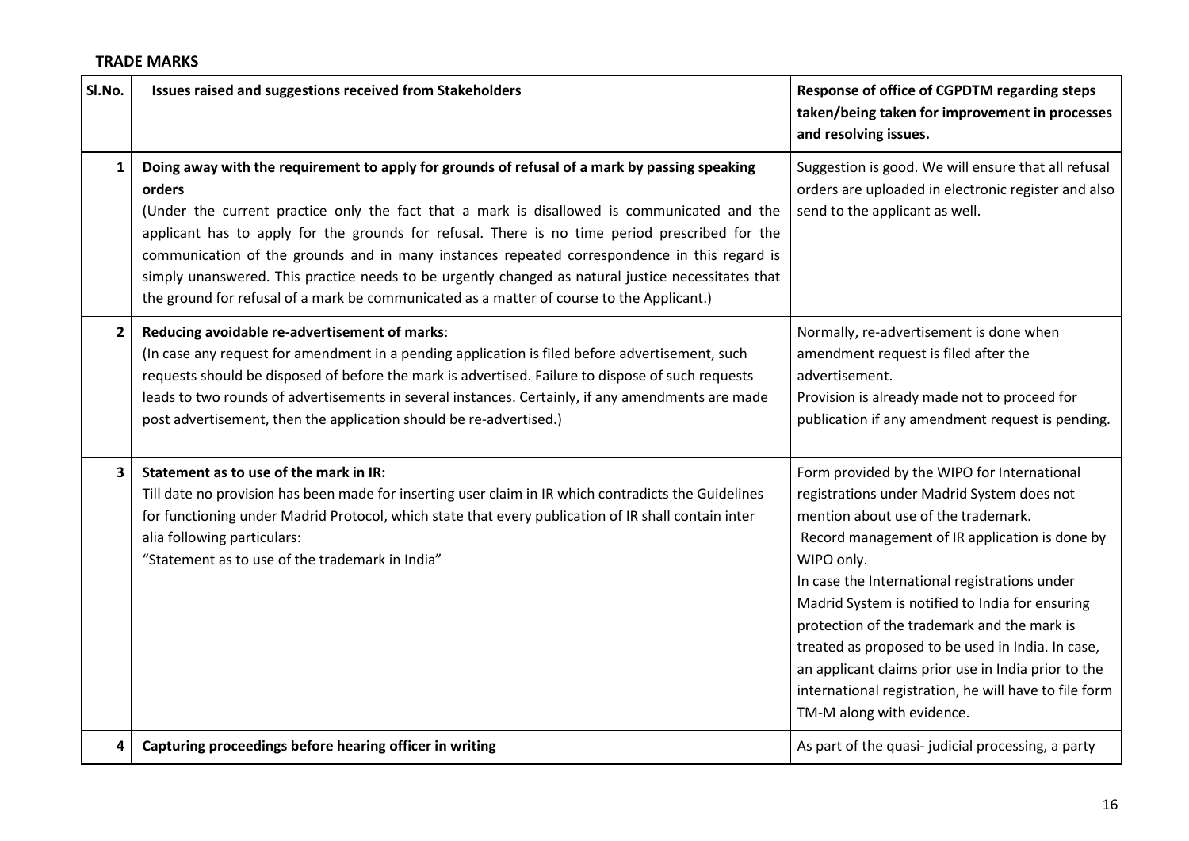**TRADE MARKS**

| Sl.No. | Issues raised and suggestions received from Stakeholders | Response of office of CGPDTM regarding steps taken/being taken for improvement in processes and resolving issues. |
|---|---|---|
| 1 | **Doing away with the requirement to apply for grounds of refusal of a mark by passing speaking orders**<br>(Under the current practice only the fact that a mark is disallowed is communicated and the applicant has to apply for the grounds for refusal. There is no time period prescribed for the communication of the grounds and in many instances repeated correspondence in this regard is simply unanswered. This practice needs to be urgently changed as natural justice necessitates that the ground for refusal of a mark be communicated as a matter of course to the Applicant.) | Suggestion is good. We will ensure that all refusal orders are uploaded in electronic register and also send to the applicant as well. |
| 2 | **Reducing avoidable re-advertisement of marks**:<br>(In case any request for amendment in a pending application is filed before advertisement, such requests should be disposed of before the mark is advertised. Failure to dispose of such requests leads to two rounds of advertisements in several instances. Certainly, if any amendments are made post advertisement, then the application should be re-advertised.) | Normally, re-advertisement is done when amendment request is filed after the advertisement.<br>Provision is already made not to proceed for publication if any amendment request is pending. |
| 3 | **Statement as to use of the mark in IR:**<br>Till date no provision has been made for inserting user claim in IR which contradicts the Guidelines for functioning under Madrid Protocol, which state that every publication of IR shall contain inter alia following particulars:<br>"Statement as to use of the trademark in India" | Form provided by the WIPO for International registrations under Madrid System does not mention about use of the trademark.<br>Record management of IR application is done by WIPO only.<br>In case the International registrations under Madrid System is notified to India for ensuring protection of the trademark and the mark is treated as proposed to be used in India. In case, an applicant claims prior use in India prior to the international registration, he will have to file form TM-M along with evidence. |
| 4 | **Capturing proceedings before hearing officer in writing** | As part of the quasi- judicial processing, a party |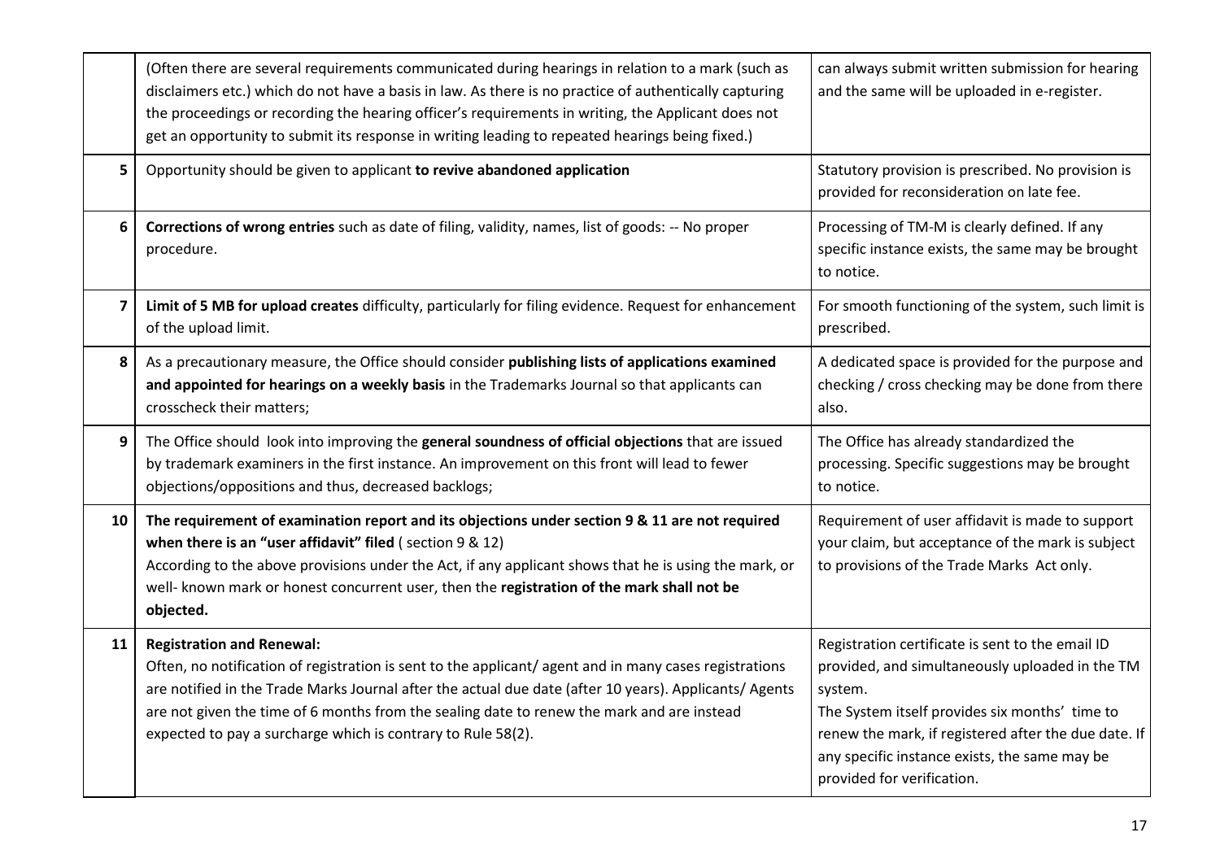| | | |
|---|---|---|
| | (Often there are several requirements communicated during hearings in relation to a mark (such as disclaimers etc.) which do not have a basis in law. As there is no practice of authentically capturing the proceedings or recording the hearing officer's requirements in writing, the Applicant does not get an opportunity to submit its response in writing leading to repeated hearings being fixed.) | can always submit written submission for hearing and the same will be uploaded in e-register. |
| 5 | Opportunity should be given to applicant **to revive abandoned application** | Statutory provision is prescribed. No provision is provided for reconsideration on late fee. |
| 6 | **Corrections of wrong entries** such as date of filing, validity, names, list of goods: -- No proper procedure. | Processing of TM-M is clearly defined. If any specific instance exists, the same may be brought to notice. |
| 7 | **Limit of 5 MB for upload creates** difficulty, particularly for filing evidence. Request for enhancement of the upload limit. | For smooth functioning of the system, such limit is prescribed. |
| 8 | As a precautionary measure, the Office should consider **publishing lists of applications examined and appointed for hearings on a weekly basis** in the Trademarks Journal so that applicants can crosscheck their matters; | A dedicated space is provided for the purpose and checking / cross checking may be done from there also. |
| 9 | The Office should look into improving the **general soundness of official objections** that are issued by trademark examiners in the first instance. An improvement on this front will lead to fewer objections/oppositions and thus, decreased backlogs; | The Office has already standardized the processing. Specific suggestions may be brought to notice. |
| 10 | **The requirement of examination report and its objections under section 9 & 11 are not required when there is an "user affidavit" filed** ( section 9 & 12)<br>According to the above provisions under the Act, if any applicant shows that he is using the mark, or well- known mark or honest concurrent user, then the **registration of the mark shall not be objected.** | Requirement of user affidavit is made to support your claim, but acceptance of the mark is subject to provisions of the Trade Marks Act only. |
| 11 | **Registration and Renewal:**<br>Often, no notification of registration is sent to the applicant/ agent and in many cases registrations are notified in the Trade Marks Journal after the actual due date (after 10 years). Applicants/ Agents are not given the time of 6 months from the sealing date to renew the mark and are instead expected to pay a surcharge which is contrary to Rule 58(2). | Registration certificate is sent to the email ID provided, and simultaneously uploaded in the TM system.<br>The System itself provides six months' time to renew the mark, if registered after the due date. If any specific instance exists, the same may be provided for verification. |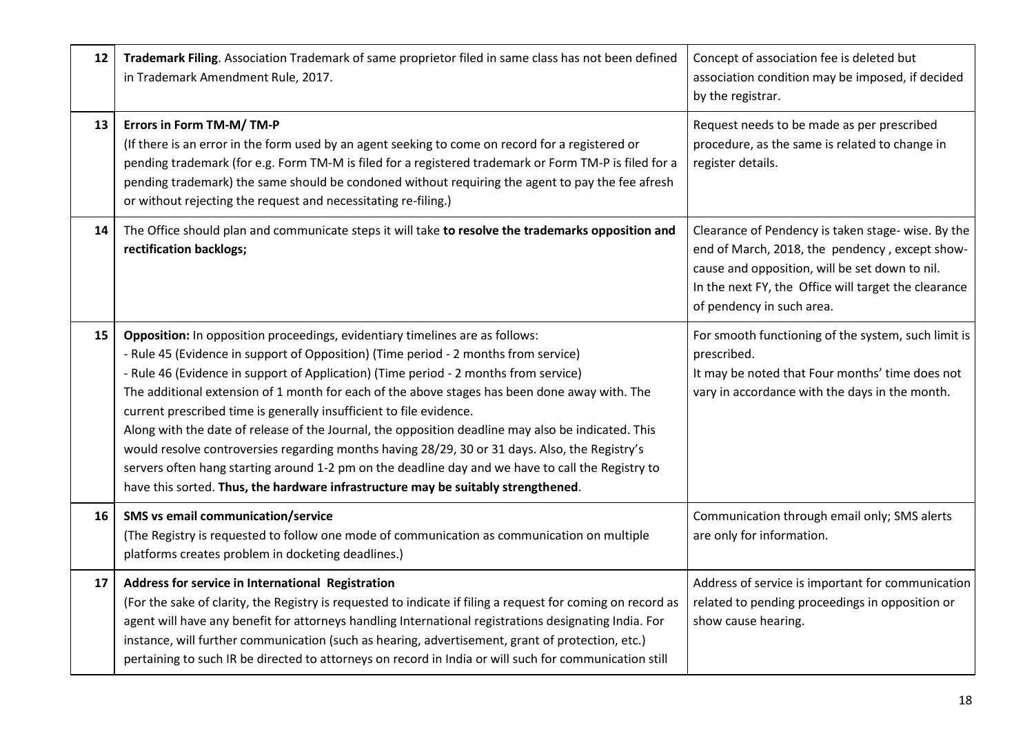| | | |
|---|---|---|
| 12 | **Trademark Filing**. Association Trademark of same proprietor filed in same class has not been defined in Trademark Amendment Rule, 2017. | Concept of association fee is deleted but association condition may be imposed, if decided by the registrar. |
| 13 | **Errors in Form TM-M/ TM-P**<br>(If there is an error in the form used by an agent seeking to come on record for a registered or pending trademark (for e.g. Form TM-M is filed for a registered trademark or Form TM-P is filed for a pending trademark) the same should be condoned without requiring the agent to pay the fee afresh or without rejecting the request and necessitating re-filing.) | Request needs to be made as per prescribed procedure, as the same is related to change in register details. |
| 14 | The Office should plan and communicate steps it will take **to resolve the trademarks opposition and rectification backlogs;** | Clearance of Pendency is taken stage- wise. By the end of March, 2018, the pendency , except show-cause and opposition, will be set down to nil.<br>In the next FY, the Office will target the clearance of pendency in such area. |
| 15 | **Opposition:** In opposition proceedings, evidentiary timelines are as follows:<br>- Rule 45 (Evidence in support of Opposition) (Time period - 2 months from service)<br>- Rule 46 (Evidence in support of Application) (Time period - 2 months from service)<br>The additional extension of 1 month for each of the above stages has been done away with. The current prescribed time is generally insufficient to file evidence.<br>Along with the date of release of the Journal, the opposition deadline may also be indicated. This would resolve controversies regarding months having 28/29, 30 or 31 days. Also, the Registry's servers often hang starting around 1-2 pm on the deadline day and we have to call the Registry to have this sorted. **Thus, the hardware infrastructure may be suitably strengthened**. | For smooth functioning of the system, such limit is prescribed.<br>It may be noted that Four months' time does not vary in accordance with the days in the month. |
| 16 | **SMS vs email communication/service**<br>(The Registry is requested to follow one mode of communication as communication on multiple platforms creates problem in docketing deadlines.) | Communication through email only; SMS alerts are only for information. |
| 17 | **Address for service in International Registration**<br>(For the sake of clarity, the Registry is requested to indicate if filing a request for coming on record as agent will have any benefit for attorneys handling International registrations designating India. For instance, will further communication (such as hearing, advertisement, grant of protection, etc.) pertaining to such IR be directed to attorneys on record in India or will such for communication still | Address of service is important for communication related to pending proceedings in opposition or show cause hearing. |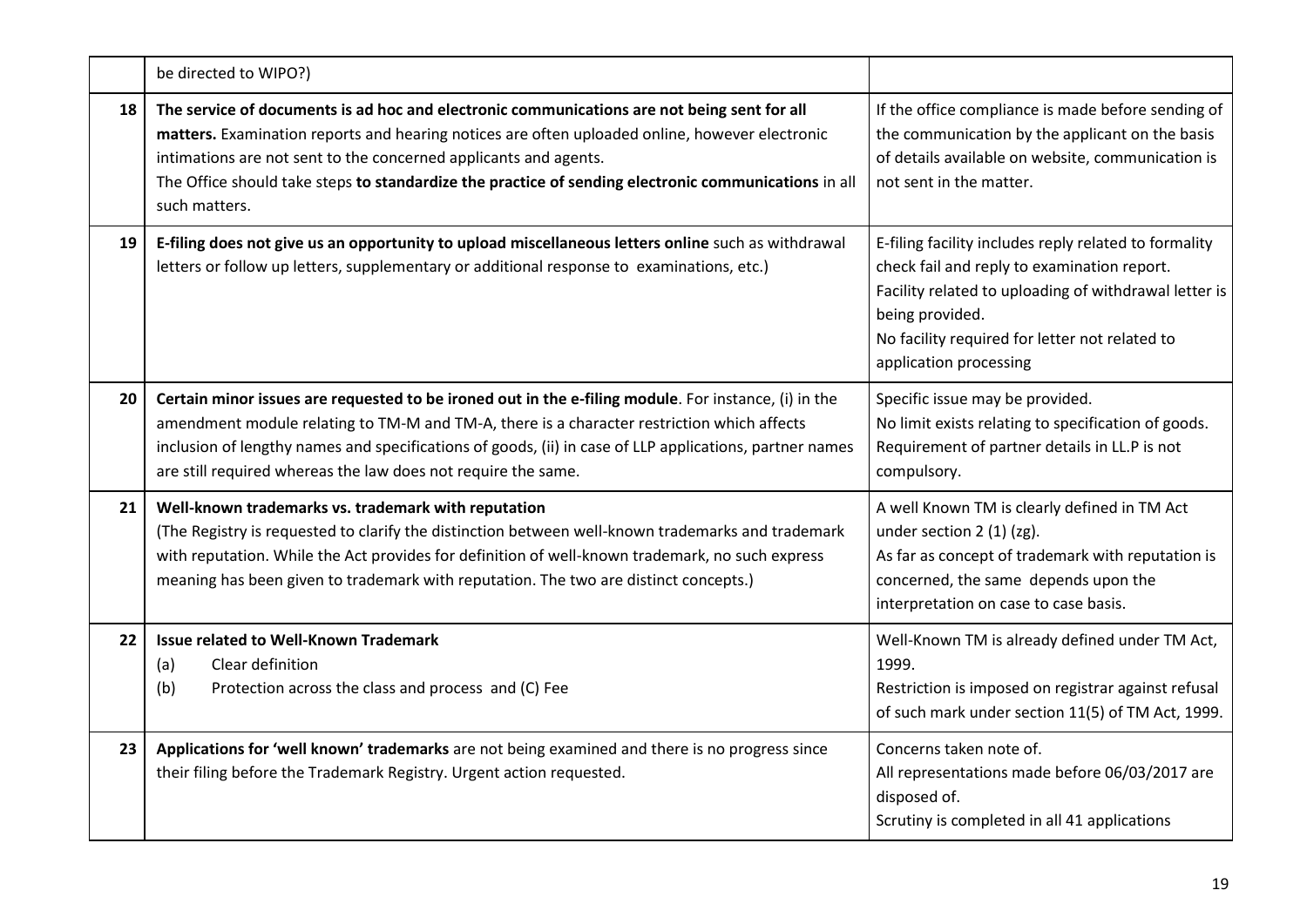| | | |
|---|---|---|
| | be directed to WIPO?) | |
| 18 | **The service of documents is ad hoc and electronic communications are not being sent for all matters.** Examination reports and hearing notices are often uploaded online, however electronic intimations are not sent to the concerned applicants and agents.<br>The Office should take steps **to standardize the practice of sending electronic communications** in all such matters. | If the office compliance is made before sending of the communication by the applicant on the basis of details available on website, communication is not sent in the matter. |
| 19 | **E-filing does not give us an opportunity to upload miscellaneous letters online** such as withdrawal letters or follow up letters, supplementary or additional response to examinations, etc.) | E-filing facility includes reply related to formality check fail and reply to examination report.<br>Facility related to uploading of withdrawal letter is being provided.<br>No facility required for letter not related to application processing |
| 20 | **Certain minor issues are requested to be ironed out in the e-filing module**. For instance, (i) in the amendment module relating to TM-M and TM-A, there is a character restriction which affects inclusion of lengthy names and specifications of goods, (ii) in case of LLP applications, partner names are still required whereas the law does not require the same. | Specific issue may be provided.<br>No limit exists relating to specification of goods.<br>Requirement of partner details in LL.P is not compulsory. |
| 21 | **Well-known trademarks vs. trademark with reputation**<br>(The Registry is requested to clarify the distinction between well-known trademarks and trademark with reputation. While the Act provides for definition of well-known trademark, no such express meaning has been given to trademark with reputation. The two are distinct concepts.) | A well Known TM is clearly defined in TM Act under section 2 (1) (zg).<br>As far as concept of trademark with reputation is concerned, the same depends upon the interpretation on case to case basis. |
| 22 | **Issue related to Well-Known Trademark**<br>(a) Clear definition<br>(b) Protection across the class and process and (C) Fee | Well-Known TM is already defined under TM Act, 1999.<br>Restriction is imposed on registrar against refusal of such mark under section 11(5) of TM Act, 1999. |
| 23 | **Applications for 'well known' trademarks** are not being examined and there is no progress since their filing before the Trademark Registry. Urgent action requested. | Concerns taken note of.<br>All representations made before 06/03/2017 are disposed of.<br>Scrutiny is completed in all 41 applications |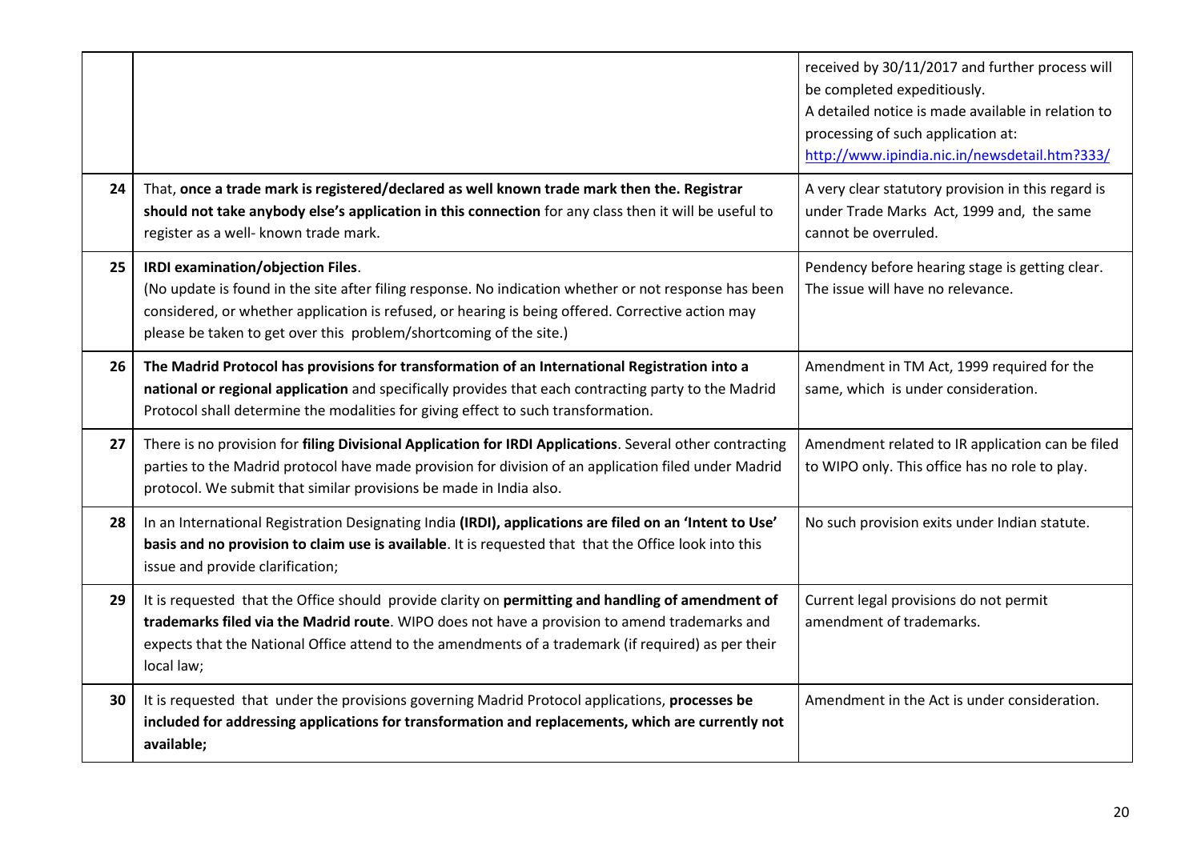| | | |
|---|---|---|
| | | received by 30/11/2017 and further process will be completed expeditiously. A detailed notice is made available in relation to processing of such application at: http://www.ipindia.nic.in/newsdetail.htm?333/ |
| 24 | That, **once a trade mark is registered/declared as well known trade mark then the. Registrar should not take anybody else's application in this connection** for any class then it will be useful to register as a well- known trade mark. | A very clear statutory provision in this regard is under Trade Marks Act, 1999 and, the same cannot be overruled. |
| 25 | **IRDI examination/objection Files**. (No update is found in the site after filing response. No indication whether or not response has been considered, or whether application is refused, or hearing is being offered. Corrective action may please be taken to get over this problem/shortcoming of the site.) | Pendency before hearing stage is getting clear. The issue will have no relevance. |
| 26 | **The Madrid Protocol has provisions for transformation of an International Registration into a national or regional application** and specifically provides that each contracting party to the Madrid Protocol shall determine the modalities for giving effect to such transformation. | Amendment in TM Act, 1999 required for the same, which is under consideration. |
| 27 | There is no provision for **filing Divisional Application for IRDI Applications**. Several other contracting parties to the Madrid protocol have made provision for division of an application filed under Madrid protocol. We submit that similar provisions be made in India also. | Amendment related to IR application can be filed to WIPO only. This office has no role to play. |
| 28 | In an International Registration Designating India **(IRDI), applications are filed on an 'Intent to Use' basis and no provision to claim use is available**. It is requested that that the Office look into this issue and provide clarification; | No such provision exits under Indian statute. |
| 29 | It is requested that the Office should provide clarity on **permitting and handling of amendment of trademarks filed via the Madrid route**. WIPO does not have a provision to amend trademarks and expects that the National Office attend to the amendments of a trademark (if required) as per their local law; | Current legal provisions do not permit amendment of trademarks. |
| 30 | It is requested that under the provisions governing Madrid Protocol applications, **processes be included for addressing applications for transformation and replacements, which are currently not available;** | Amendment in the Act is under consideration. |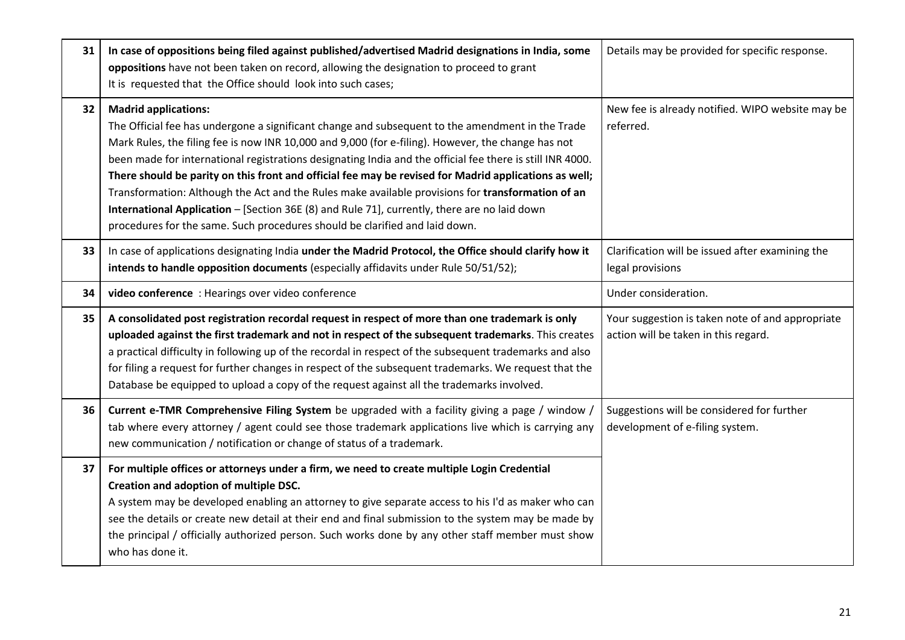| | | |
|---|---|---|
| 31 | **In case of oppositions being filed against published/advertised Madrid designations in India, some oppositions** have not been taken on record, allowing the designation to proceed to grant It is requested that the Office should look into such cases; | Details may be provided for specific response. |
| 32 | **Madrid applications:** The Official fee has undergone a significant change and subsequent to the amendment in the Trade Mark Rules, the filing fee is now INR 10,000 and 9,000 (for e-filing). However, the change has not been made for international registrations designating India and the official fee there is still INR 4000. **There should be parity on this front and official fee may be revised for Madrid applications as well;** Transformation: Although the Act and the Rules make available provisions for **transformation of an International Application** – [Section 36E (8) and Rule 71], currently, there are no laid down procedures for the same. Such procedures should be clarified and laid down. | New fee is already notified. WIPO website may be referred. |
| 33 | In case of applications designating India **under the Madrid Protocol, the Office should clarify how it intends to handle opposition documents** (especially affidavits under Rule 50/51/52); | Clarification will be issued after examining the legal provisions |
| 34 | **video conference** : Hearings over video conference | Under consideration. |
| 35 | **A consolidated post registration recordal request in respect of more than one trademark is only uploaded against the first trademark and not in respect of the subsequent trademarks**. This creates a practical difficulty in following up of the recordal in respect of the subsequent trademarks and also for filing a request for further changes in respect of the subsequent trademarks. We request that the Database be equipped to upload a copy of the request against all the trademarks involved. | Your suggestion is taken note of and appropriate action will be taken in this regard. |
| 36 | **Current e-TMR Comprehensive Filing System** be upgraded with a facility giving a page / window / tab where every attorney / agent could see those trademark applications live which is carrying any new communication / notification or change of status of a trademark. | Suggestions will be considered for further development of e-filing system. |
| 37 | **For multiple offices or attorneys under a firm, we need to create multiple Login Credential Creation and adoption of multiple DSC.** A system may be developed enabling an attorney to give separate access to his I'd as maker who can see the details or create new detail at their end and final submission to the system may be made by the principal / officially authorized person. Such works done by any other staff member must show who has done it. | |